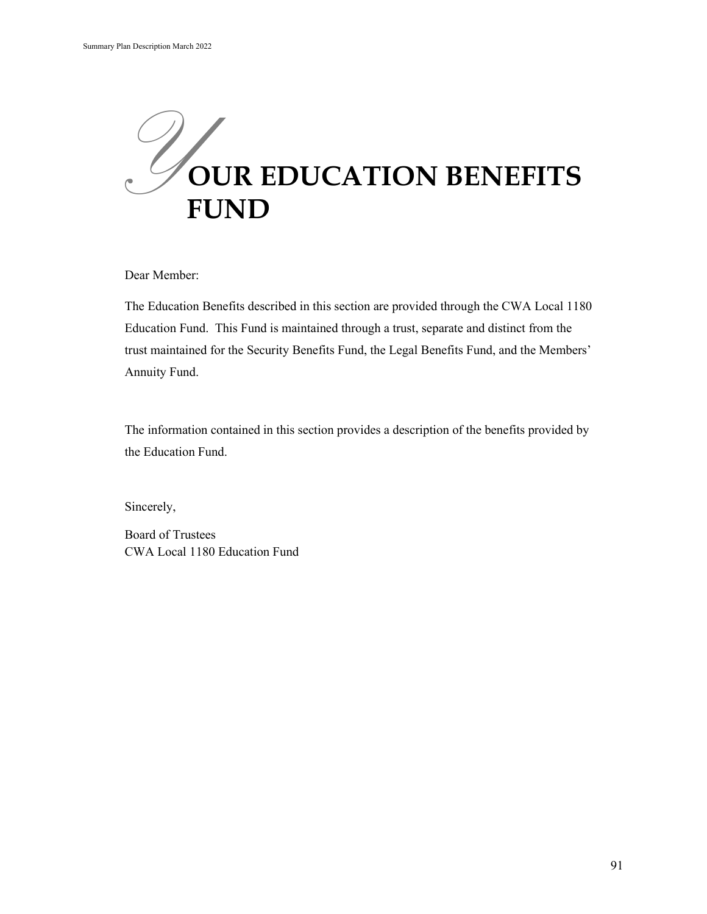# YOUR EDUCATION BENEFITS FUND

Dear Member:

The Education Benefits described in this section are provided through the CWA Local 1180 Education Fund. This Fund is maintained through a trust, separate and distinct from the trust maintained for the Security Benefits Fund, the Legal Benefits Fund, and the Members' Annuity Fund.

The information contained in this section provides a description of the benefits provided by the Education Fund.

Sincerely,

Board of Trustees
CWA Local 1180 Education Fund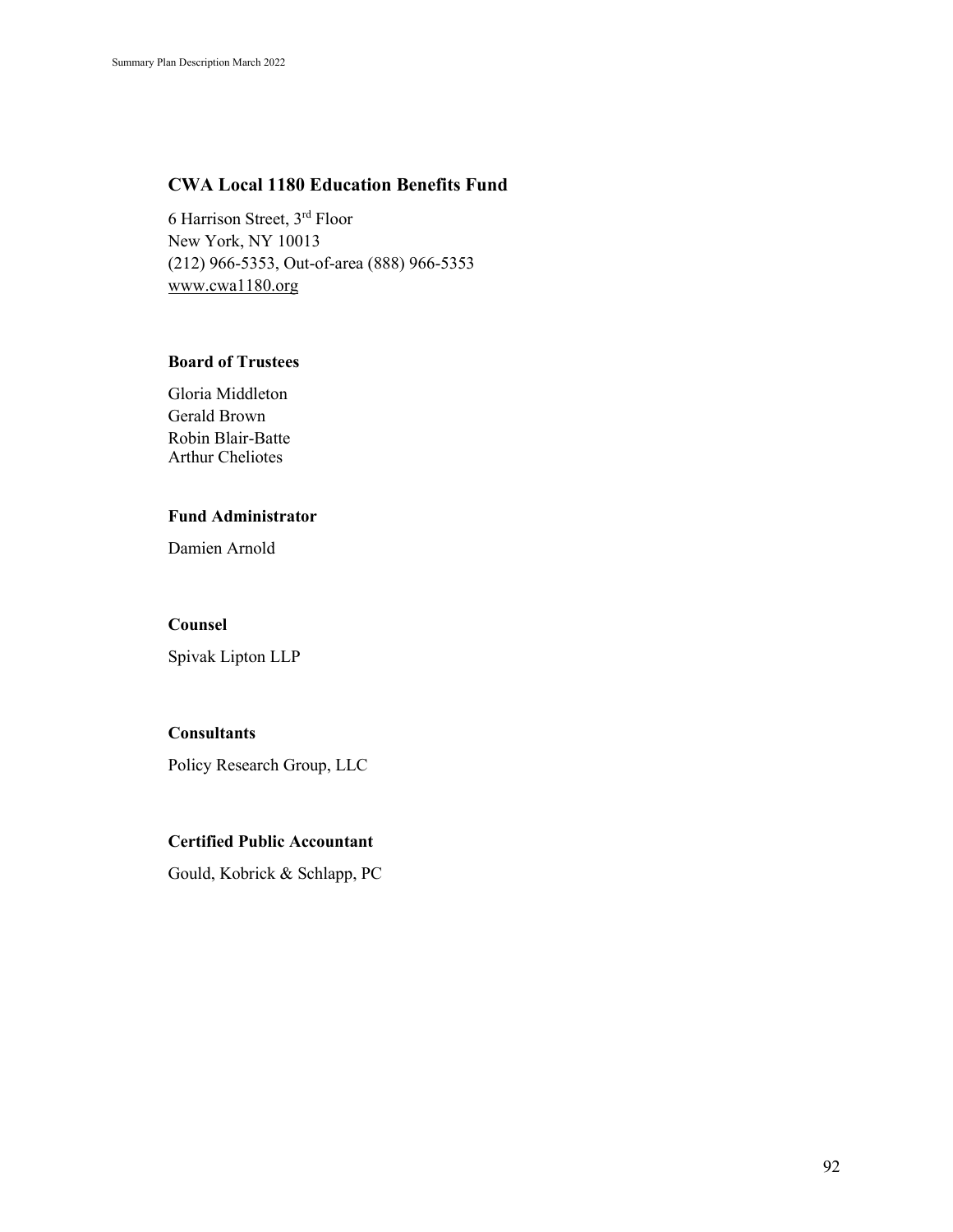## CWA Local 1180 Education Benefits Fund

6 Harrison Street, 3rd Floor
New York, NY 10013
(212) 966-5353, Out-of-area (888) 966-5353
www.cwa1180.org

### Board of Trustees

Gloria Middleton
Gerald Brown
Robin Blair-Batte
Arthur Cheliotes

### Fund Administrator

Damien Arnold

### Counsel

Spivak Lipton LLP

### Consultants

Policy Research Group, LLC

### Certified Public Accountant

Gould, Kobrick & Schlapp, PC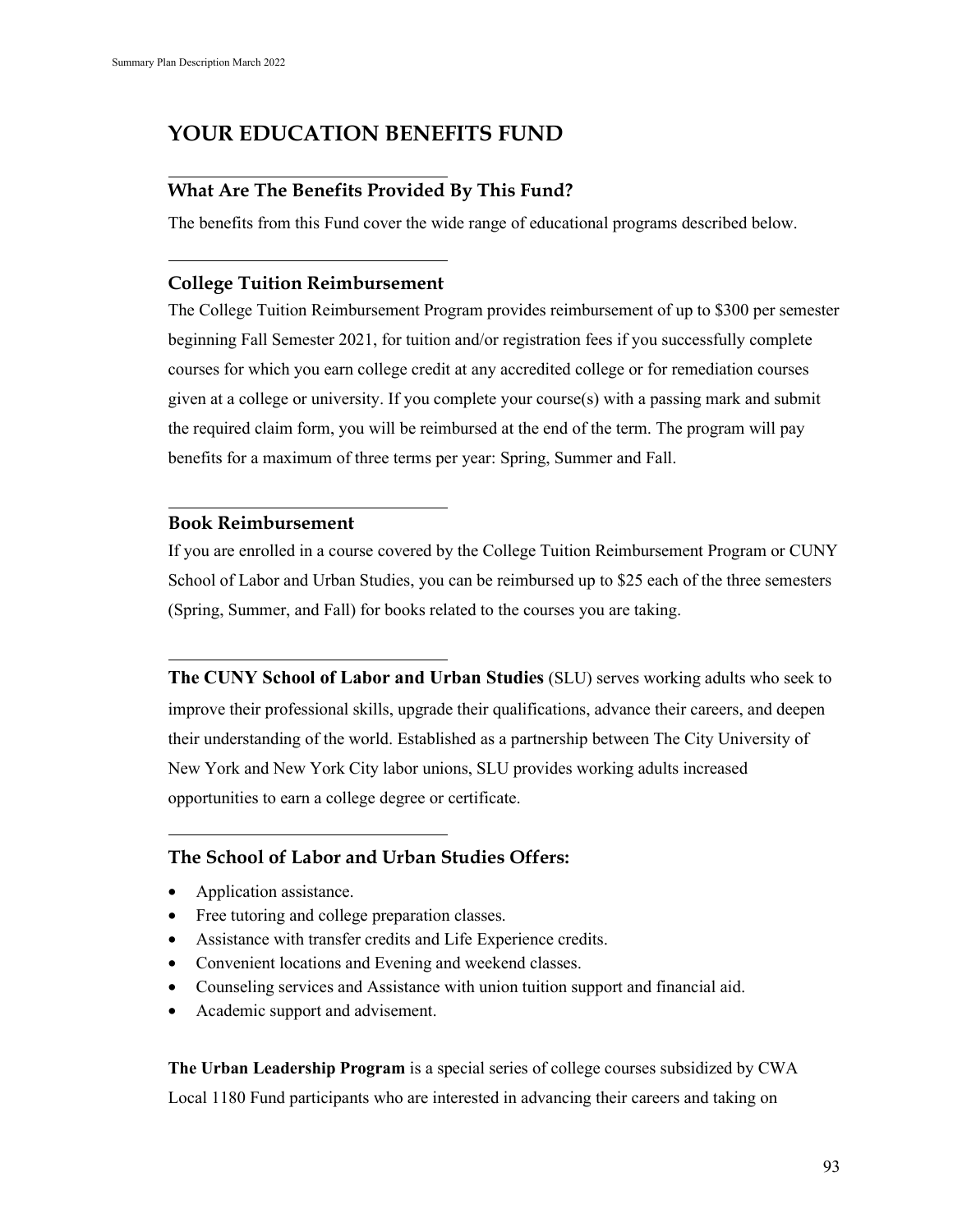# YOUR EDUCATION BENEFITS FUND

## What Are The Benefits Provided By This Fund?

The benefits from this Fund cover the wide range of educational programs described below.

## College Tuition Reimbursement

The College Tuition Reimbursement Program provides reimbursement of up to $300 per semester beginning Fall Semester 2021, for tuition and/or registration fees if you successfully complete courses for which you earn college credit at any accredited college or for remediation courses given at a college or university. If you complete your course(s) with a passing mark and submit the required claim form, you will be reimbursed at the end of the term. The program will pay benefits for a maximum of three terms per year: Spring, Summer and Fall.

## Book Reimbursement

If you are enrolled in a course covered by the College Tuition Reimbursement Program or CUNY School of Labor and Urban Studies, you can be reimbursed up to $25 each of the three semesters (Spring, Summer, and Fall) for books related to the courses you are taking.

**The CUNY School of Labor and Urban Studies** (SLU) serves working adults who seek to improve their professional skills, upgrade their qualifications, advance their careers, and deepen their understanding of the world. Established as a partnership between The City University of New York and New York City labor unions, SLU provides working adults increased opportunities to earn a college degree or certificate.

## The School of Labor and Urban Studies Offers:

- Application assistance.
- Free tutoring and college preparation classes.
- Assistance with transfer credits and Life Experience credits.
- Convenient locations and Evening and weekend classes.
- Counseling services and Assistance with union tuition support and financial aid.
- Academic support and advisement.

**The Urban Leadership Program** is a special series of college courses subsidized by CWA Local 1180 Fund participants who are interested in advancing their careers and taking on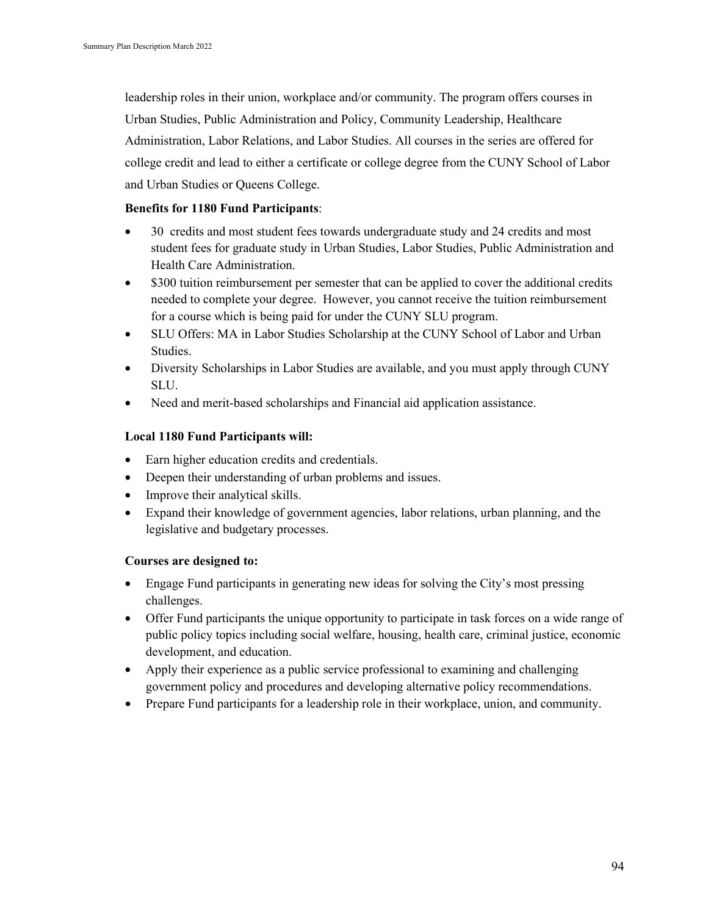leadership roles in their union, workplace and/or community. The program offers courses in Urban Studies, Public Administration and Policy, Community Leadership, Healthcare Administration, Labor Relations, and Labor Studies. All courses in the series are offered for college credit and lead to either a certificate or college degree from the CUNY School of Labor and Urban Studies or Queens College.

**Benefits for 1180 Fund Participants**:

- 30 credits and most student fees towards undergraduate study and 24 credits and most student fees for graduate study in Urban Studies, Labor Studies, Public Administration and Health Care Administration.
- $300 tuition reimbursement per semester that can be applied to cover the additional credits needed to complete your degree. However, you cannot receive the tuition reimbursement for a course which is being paid for under the CUNY SLU program.
- SLU Offers: MA in Labor Studies Scholarship at the CUNY School of Labor and Urban Studies.
- Diversity Scholarships in Labor Studies are available, and you must apply through CUNY SLU.
- Need and merit-based scholarships and Financial aid application assistance.

**Local 1180 Fund Participants will:**

- Earn higher education credits and credentials.
- Deepen their understanding of urban problems and issues.
- Improve their analytical skills.
- Expand their knowledge of government agencies, labor relations, urban planning, and the legislative and budgetary processes.

**Courses are designed to:**

- Engage Fund participants in generating new ideas for solving the City's most pressing challenges.
- Offer Fund participants the unique opportunity to participate in task forces on a wide range of public policy topics including social welfare, housing, health care, criminal justice, economic development, and education.
- Apply their experience as a public service professional to examining and challenging government policy and procedures and developing alternative policy recommendations.
- Prepare Fund participants for a leadership role in their workplace, union, and community.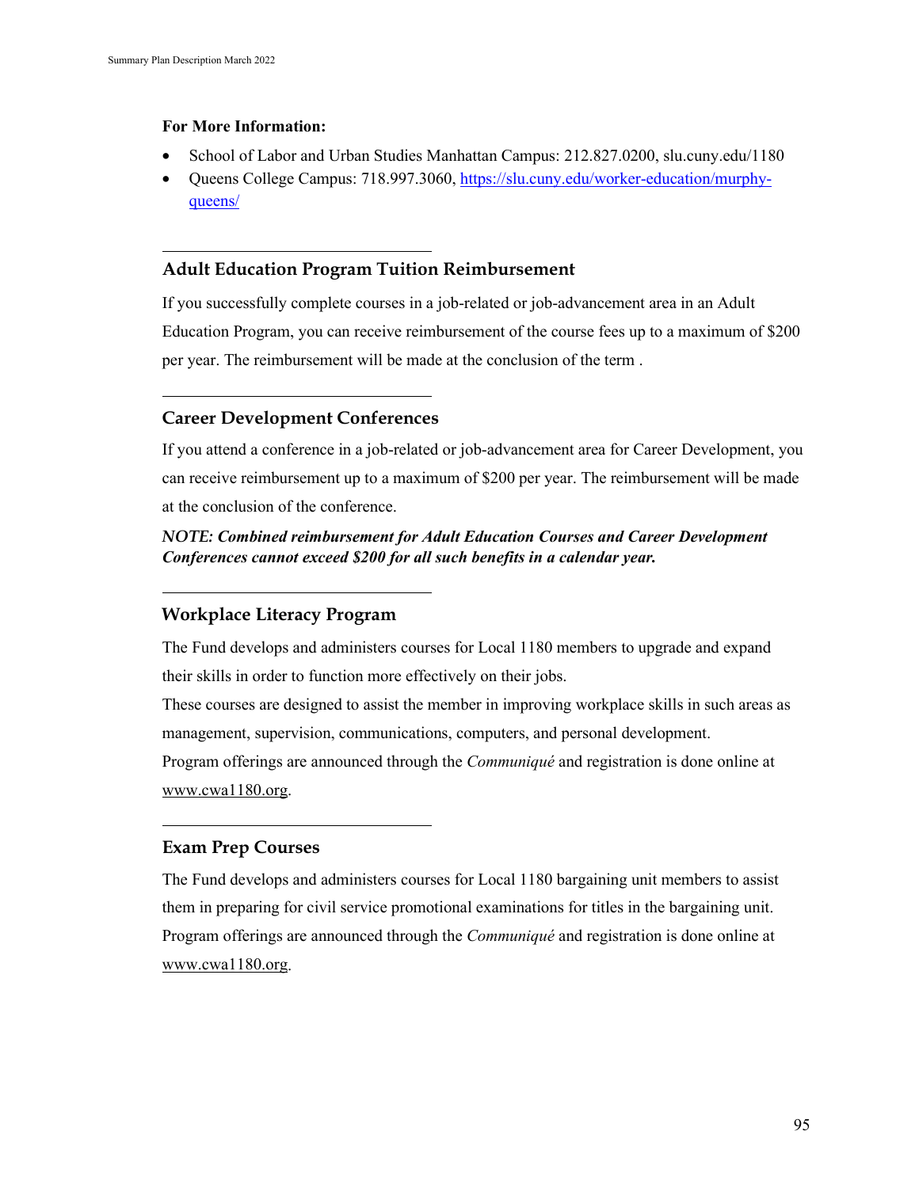**For More Information:**

- School of Labor and Urban Studies Manhattan Campus: 212.827.0200, slu.cuny.edu/1180
- Queens College Campus: 718.997.3060, https://slu.cuny.edu/worker-education/murphy-queens/

## Adult Education Program Tuition Reimbursement

If you successfully complete courses in a job-related or job-advancement area in an Adult Education Program, you can receive reimbursement of the course fees up to a maximum of $200 per year. The reimbursement will be made at the conclusion of the term .

## Career Development Conferences

If you attend a conference in a job-related or job-advancement area for Career Development, you can receive reimbursement up to a maximum of $200 per year. The reimbursement will be made at the conclusion of the conference.

***NOTE: Combined reimbursement for Adult Education Courses and Career Development Conferences cannot exceed $200 for all such benefits in a calendar year.***

## Workplace Literacy Program

The Fund develops and administers courses for Local 1180 members to upgrade and expand their skills in order to function more effectively on their jobs.

These courses are designed to assist the member in improving workplace skills in such areas as management, supervision, communications, computers, and personal development.

Program offerings are announced through the *Communiqué* and registration is done online at www.cwa1180.org.

## Exam Prep Courses

The Fund develops and administers courses for Local 1180 bargaining unit members to assist them in preparing for civil service promotional examinations for titles in the bargaining unit. Program offerings are announced through the *Communiqué* and registration is done online at www.cwa1180.org.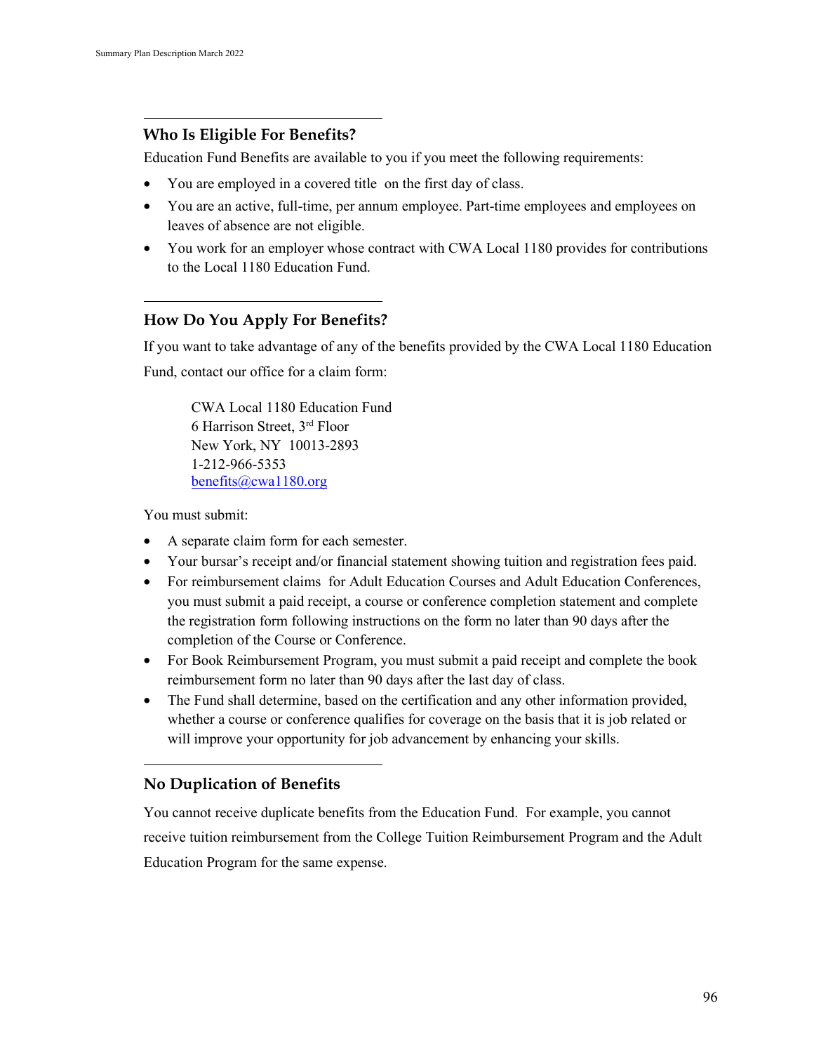## Who Is Eligible For Benefits?

Education Fund Benefits are available to you if you meet the following requirements:

- You are employed in a covered title on the first day of class.
- You are an active, full-time, per annum employee. Part-time employees and employees on leaves of absence are not eligible.
- You work for an employer whose contract with CWA Local 1180 provides for contributions to the Local 1180 Education Fund.

## How Do You Apply For Benefits?

If you want to take advantage of any of the benefits provided by the CWA Local 1180 Education Fund, contact our office for a claim form:

> CWA Local 1180 Education Fund
> 6 Harrison Street, 3rd Floor
> New York, NY 10013-2893
> 1-212-966-5353
> benefits@cwa1180.org

You must submit:

- A separate claim form for each semester.
- Your bursar's receipt and/or financial statement showing tuition and registration fees paid.
- For reimbursement claims for Adult Education Courses and Adult Education Conferences, you must submit a paid receipt, a course or conference completion statement and complete the registration form following instructions on the form no later than 90 days after the completion of the Course or Conference.
- For Book Reimbursement Program, you must submit a paid receipt and complete the book reimbursement form no later than 90 days after the last day of class.
- The Fund shall determine, based on the certification and any other information provided, whether a course or conference qualifies for coverage on the basis that it is job related or will improve your opportunity for job advancement by enhancing your skills.

## No Duplication of Benefits

You cannot receive duplicate benefits from the Education Fund. For example, you cannot receive tuition reimbursement from the College Tuition Reimbursement Program and the Adult Education Program for the same expense.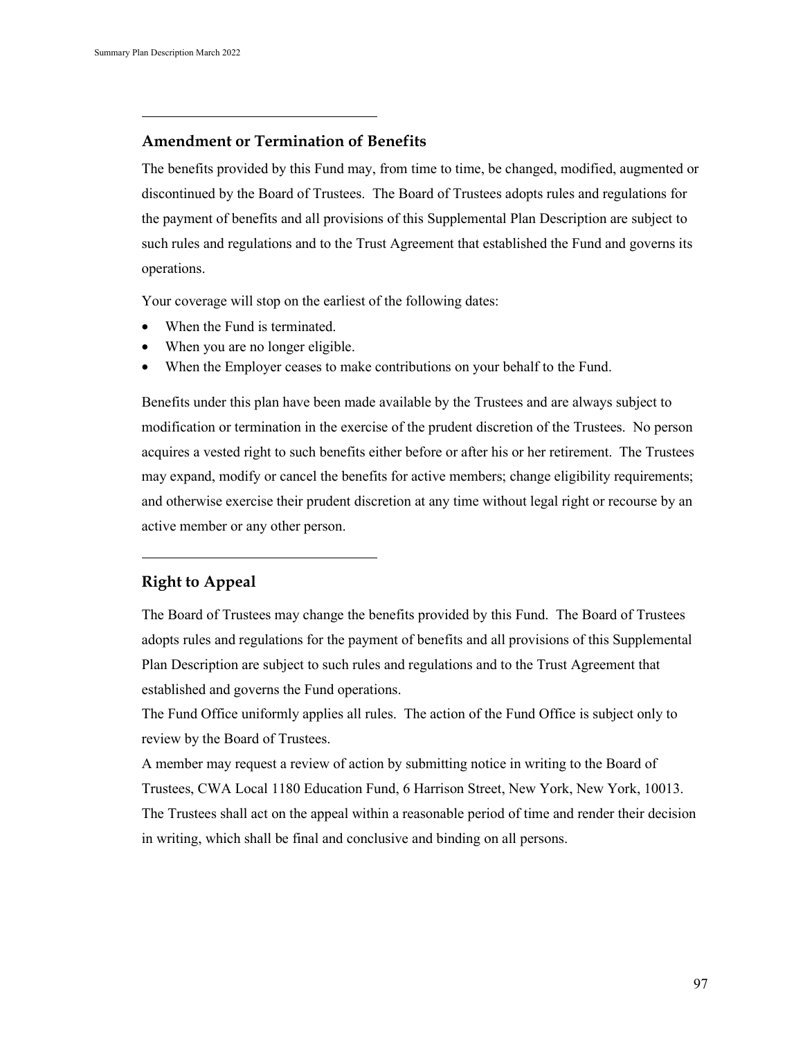## Amendment or Termination of Benefits

The benefits provided by this Fund may, from time to time, be changed, modified, augmented or discontinued by the Board of Trustees. The Board of Trustees adopts rules and regulations for the payment of benefits and all provisions of this Supplemental Plan Description are subject to such rules and regulations and to the Trust Agreement that established the Fund and governs its operations.

Your coverage will stop on the earliest of the following dates:

- When the Fund is terminated.
- When you are no longer eligible.
- When the Employer ceases to make contributions on your behalf to the Fund.

Benefits under this plan have been made available by the Trustees and are always subject to modification or termination in the exercise of the prudent discretion of the Trustees. No person acquires a vested right to such benefits either before or after his or her retirement. The Trustees may expand, modify or cancel the benefits for active members; change eligibility requirements; and otherwise exercise their prudent discretion at any time without legal right or recourse by an active member or any other person.

## Right to Appeal

The Board of Trustees may change the benefits provided by this Fund. The Board of Trustees adopts rules and regulations for the payment of benefits and all provisions of this Supplemental Plan Description are subject to such rules and regulations and to the Trust Agreement that established and governs the Fund operations.

The Fund Office uniformly applies all rules. The action of the Fund Office is subject only to review by the Board of Trustees.

A member may request a review of action by submitting notice in writing to the Board of Trustees, CWA Local 1180 Education Fund, 6 Harrison Street, New York, New York, 10013. The Trustees shall act on the appeal within a reasonable period of time and render their decision in writing, which shall be final and conclusive and binding on all persons.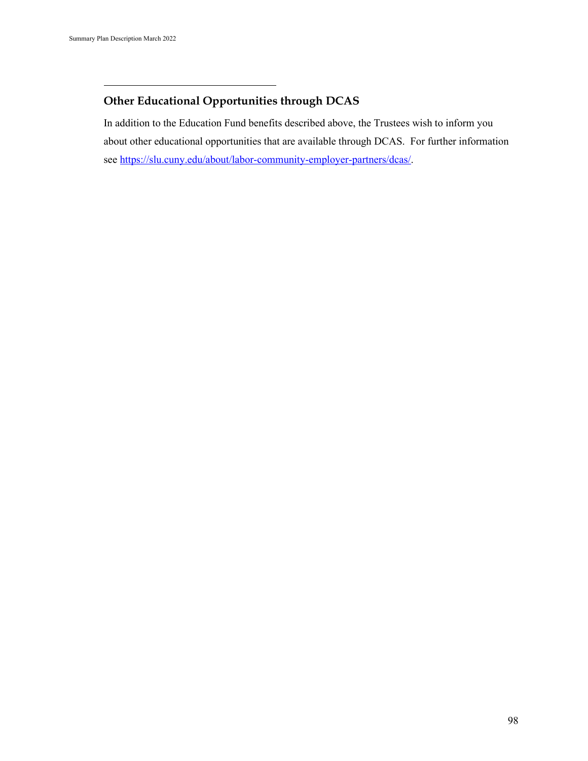---

## Other Educational Opportunities through DCAS

In addition to the Education Fund benefits described above, the Trustees wish to inform you about other educational opportunities that are available through DCAS. For further information see [https://slu.cuny.edu/about/labor-community-employer-partners/dcas/](https://slu.cuny.edu/about/labor-community-employer-partners/dcas/).